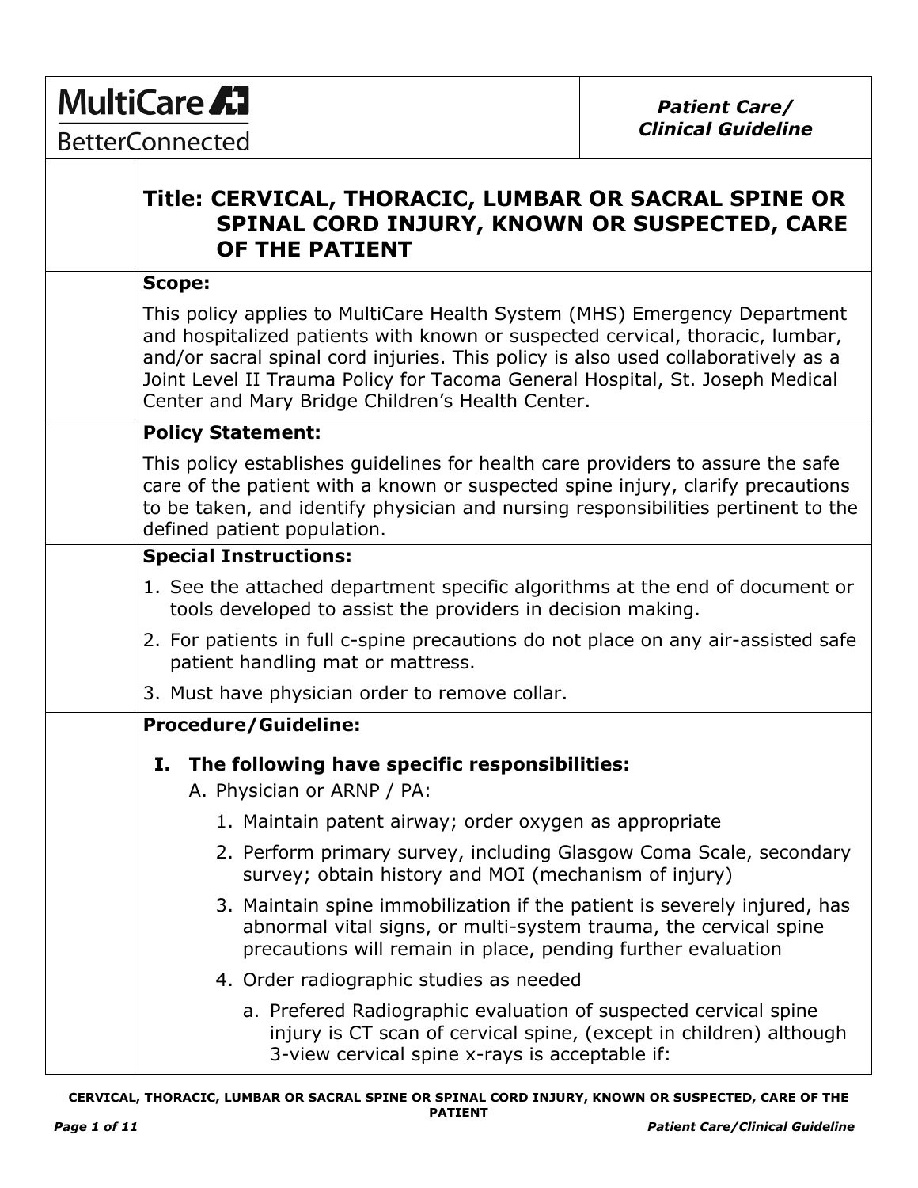MultiCare BetterConnected

*Patient Care/ Clinical Guideline*

# Title: CERVICAL, THORACIC, LUMBAR OR SACRAL SPINE OR SPINAL CORD INJURY, KNOWN OR SUSPECTED, CARE OF THE PATIENT

**Scope:**

This policy applies to MultiCare Health System (MHS) Emergency Department and hospitalized patients with known or suspected cervical, thoracic, lumbar, and/or sacral spinal cord injuries. This policy is also used collaboratively as a Joint Level II Trauma Policy for Tacoma General Hospital, St. Joseph Medical Center and Mary Bridge Children's Health Center.

**Policy Statement:**

This policy establishes guidelines for health care providers to assure the safe care of the patient with a known or suspected spine injury, clarify precautions to be taken, and identify physician and nursing responsibilities pertinent to the defined patient population.

**Special Instructions:**

1. See the attached department specific algorithms at the end of document or tools developed to assist the providers in decision making.
2. For patients in full c-spine precautions do not place on any air-assisted safe patient handling mat or mattress.
3. Must have physician order to remove collar.

**Procedure/Guideline:**

**I. The following have specific responsibilities:**

A. Physician or ARNP / PA:

1. Maintain patent airway; order oxygen as appropriate
2. Perform primary survey, including Glasgow Coma Scale, secondary survey; obtain history and MOI (mechanism of injury)
3. Maintain spine immobilization if the patient is severely injured, has abnormal vital signs, or multi-system trauma, the cervical spine precautions will remain in place, pending further evaluation
4. Order radiographic studies as needed
    a. Prefered Radiographic evaluation of suspected cervical spine injury is CT scan of cervical spine, (except in children) although 3-view cervical spine x-rays is acceptable if: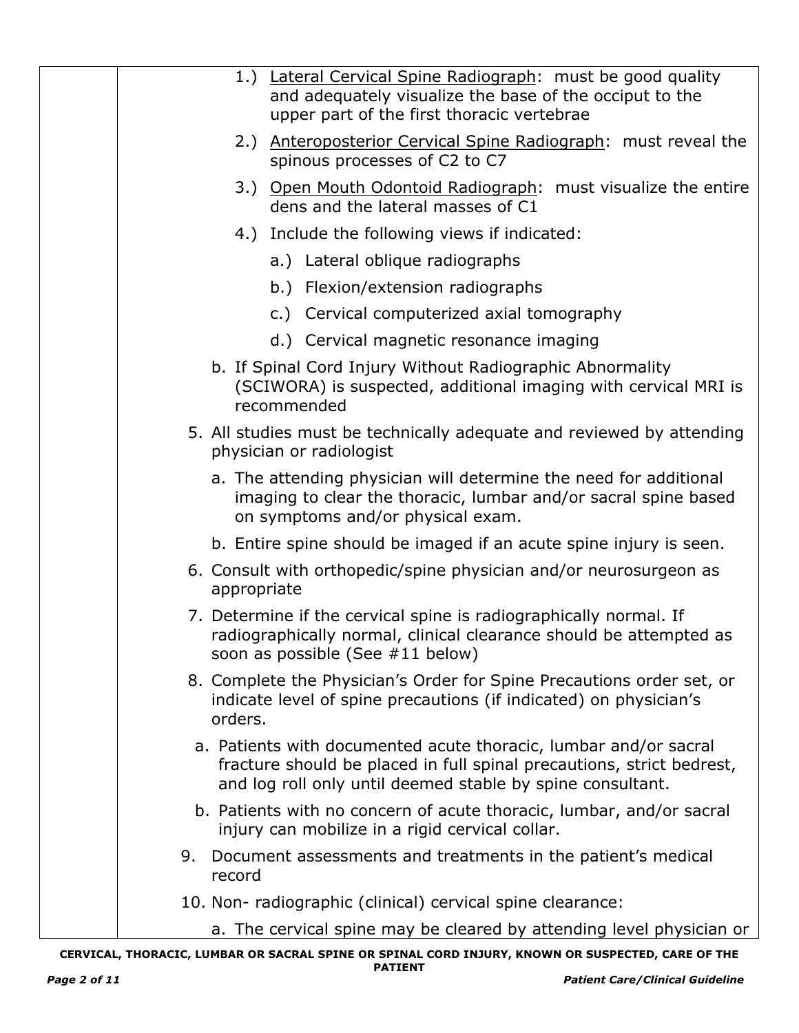1.) Lateral Cervical Spine Radiograph: must be good quality and adequately visualize the base of the occiput to the upper part of the first thoracic vertebrae

2.) Anteroposterior Cervical Spine Radiograph: must reveal the spinous processes of C2 to C7

3.) Open Mouth Odontoid Radiograph: must visualize the entire dens and the lateral masses of C1

4.) Include the following views if indicated:

a.) Lateral oblique radiographs

b.) Flexion/extension radiographs

c.) Cervical computerized axial tomography

d.) Cervical magnetic resonance imaging

b. If Spinal Cord Injury Without Radiographic Abnormality (SCIWORA) is suspected, additional imaging with cervical MRI is recommended

5. All studies must be technically adequate and reviewed by attending physician or radiologist

   a. The attending physician will determine the need for additional imaging to clear the thoracic, lumbar and/or sacral spine based on symptoms and/or physical exam.

   b. Entire spine should be imaged if an acute spine injury is seen.

6. Consult with orthopedic/spine physician and/or neurosurgeon as appropriate

7. Determine if the cervical spine is radiographically normal. If radiographically normal, clinical clearance should be attempted as soon as possible (See #11 below)

8. Complete the Physician's Order for Spine Precautions order set, or indicate level of spine precautions (if indicated) on physician's orders.

   a. Patients with documented acute thoracic, lumbar and/or sacral fracture should be placed in full spinal precautions, strict bedrest, and log roll only until deemed stable by spine consultant.

   b. Patients with no concern of acute thoracic, lumbar, and/or sacral injury can mobilize in a rigid cervical collar.

9. Document assessments and treatments in the patient's medical record

10. Non- radiographic (clinical) cervical spine clearance:

    a. The cervical spine may be cleared by attending level physician or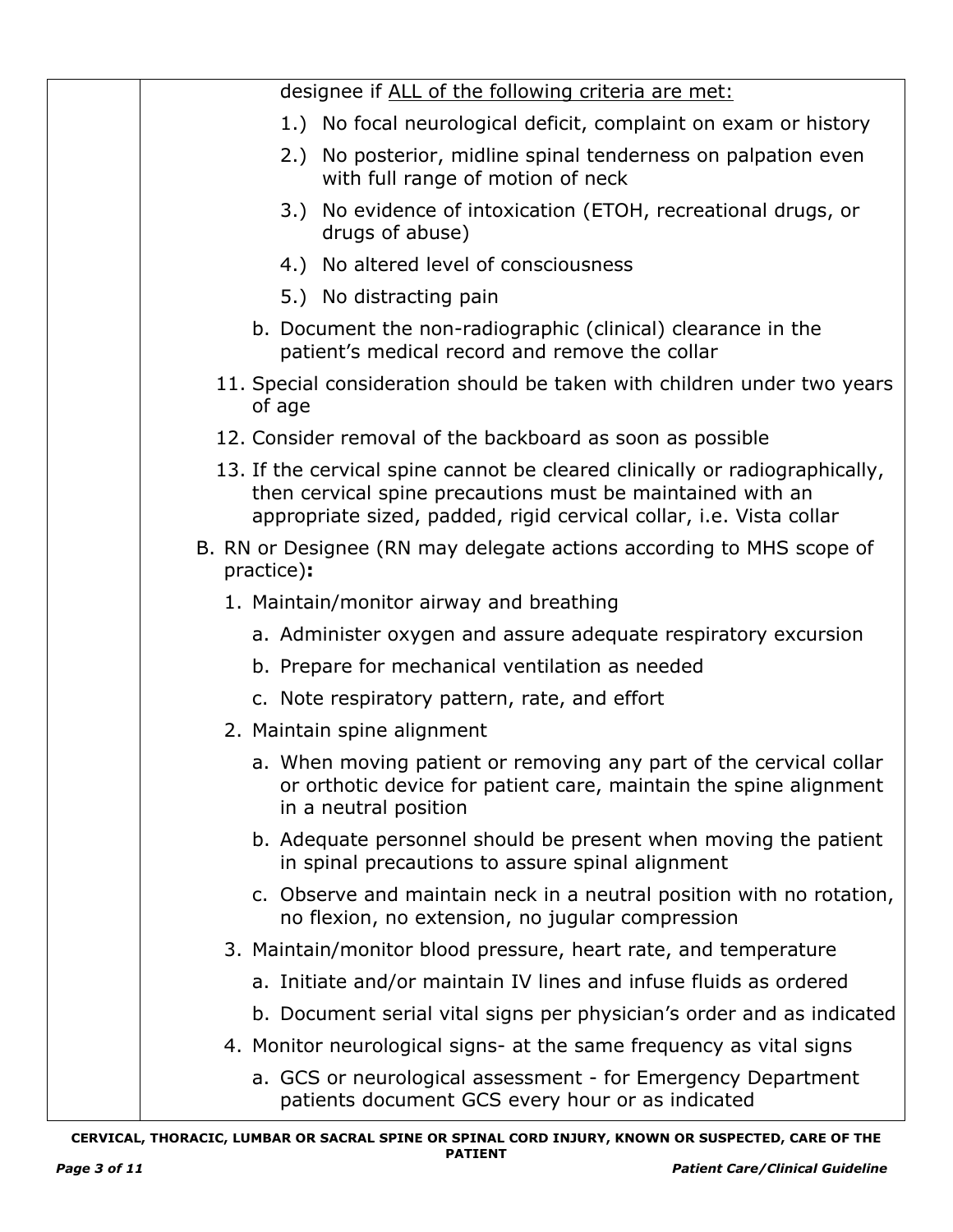designee if <u>ALL of the following criteria are met:</u>

1.) No focal neurological deficit, complaint on exam or history

2.) No posterior, midline spinal tenderness on palpation even with full range of motion of neck

3.) No evidence of intoxication (ETOH, recreational drugs, or drugs of abuse)

4.) No altered level of consciousness

5.) No distracting pain

b. Document the non-radiographic (clinical) clearance in the patient's medical record and remove the collar

11. Special consideration should be taken with children under two years of age

12. Consider removal of the backboard as soon as possible

13. If the cervical spine cannot be cleared clinically or radiographically, then cervical spine precautions must be maintained with an appropriate sized, padded, rigid cervical collar, i.e. Vista collar

B. RN or Designee (RN may delegate actions according to MHS scope of practice)**:**

1. Maintain/monitor airway and breathing
   - a. Administer oxygen and assure adequate respiratory excursion
   - b. Prepare for mechanical ventilation as needed
   - c. Note respiratory pattern, rate, and effort
2. Maintain spine alignment
   - a. When moving patient or removing any part of the cervical collar or orthotic device for patient care, maintain the spine alignment in a neutral position
   - b. Adequate personnel should be present when moving the patient in spinal precautions to assure spinal alignment
   - c. Observe and maintain neck in a neutral position with no rotation, no flexion, no extension, no jugular compression
3. Maintain/monitor blood pressure, heart rate, and temperature
   - a. Initiate and/or maintain IV lines and infuse fluids as ordered
   - b. Document serial vital signs per physician's order and as indicated
4. Monitor neurological signs- at the same frequency as vital signs
   - a. GCS or neurological assessment - for Emergency Department patients document GCS every hour or as indicated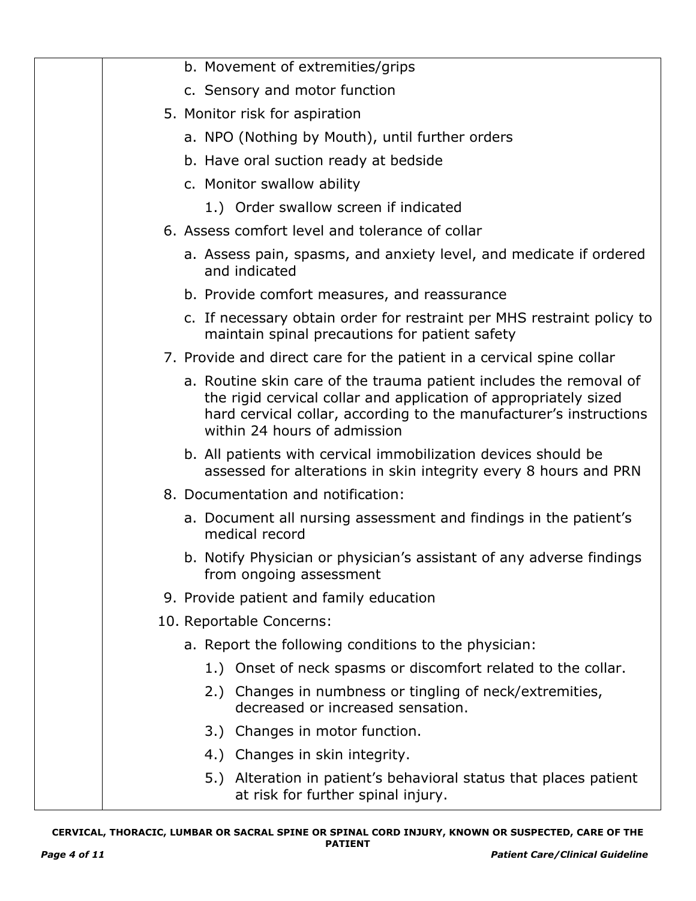b. Movement of extremities/grips

c. Sensory and motor function

5. Monitor risk for aspiration

   a. NPO (Nothing by Mouth), until further orders

   b. Have oral suction ready at bedside

   c. Monitor swallow ability

      1.) Order swallow screen if indicated

6. Assess comfort level and tolerance of collar

   a. Assess pain, spasms, and anxiety level, and medicate if ordered and indicated

   b. Provide comfort measures, and reassurance

   c. If necessary obtain order for restraint per MHS restraint policy to maintain spinal precautions for patient safety

7. Provide and direct care for the patient in a cervical spine collar

   a. Routine skin care of the trauma patient includes the removal of the rigid cervical collar and application of appropriately sized hard cervical collar, according to the manufacturer's instructions within 24 hours of admission

   b. All patients with cervical immobilization devices should be assessed for alterations in skin integrity every 8 hours and PRN

8. Documentation and notification:

   a. Document all nursing assessment and findings in the patient's medical record

   b. Notify Physician or physician's assistant of any adverse findings from ongoing assessment

9. Provide patient and family education

10. Reportable Concerns:

   a. Report the following conditions to the physician:

      1.) Onset of neck spasms or discomfort related to the collar.

      2.) Changes in numbness or tingling of neck/extremities, decreased or increased sensation.

      3.) Changes in motor function.

      4.) Changes in skin integrity.

      5.) Alteration in patient's behavioral status that places patient at risk for further spinal injury.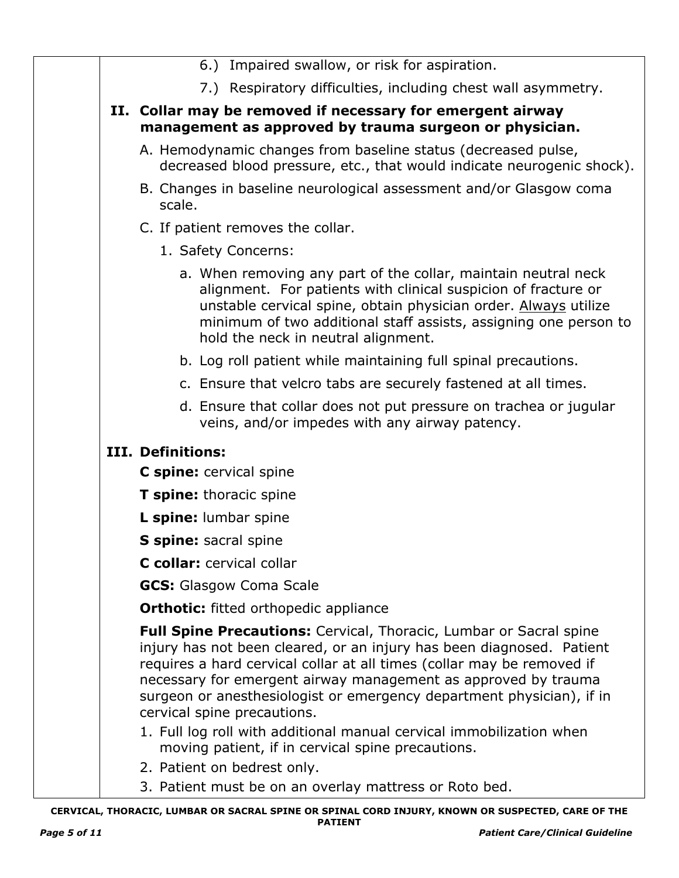6.) Impaired swallow, or risk for aspiration.

7.) Respiratory difficulties, including chest wall asymmetry.

**II. Collar may be removed if necessary for emergent airway management as approved by trauma surgeon or physician.**

A. Hemodynamic changes from baseline status (decreased pulse, decreased blood pressure, etc., that would indicate neurogenic shock).

B. Changes in baseline neurological assessment and/or Glasgow coma scale.

C. If patient removes the collar.

1. Safety Concerns:

   a. When removing any part of the collar, maintain neutral neck alignment. For patients with clinical suspicion of fracture or unstable cervical spine, obtain physician order. Always utilize minimum of two additional staff assists, assigning one person to hold the neck in neutral alignment.

   b. Log roll patient while maintaining full spinal precautions.

   c. Ensure that velcro tabs are securely fastened at all times.

   d. Ensure that collar does not put pressure on trachea or jugular veins, and/or impedes with any airway patency.

**III. Definitions:**

**C spine:** cervical spine

**T spine:** thoracic spine

**L spine:** lumbar spine

**S spine:** sacral spine

**C collar:** cervical collar

**GCS:** Glasgow Coma Scale

**Orthotic:** fitted orthopedic appliance

**Full Spine Precautions:** Cervical, Thoracic, Lumbar or Sacral spine injury has not been cleared, or an injury has been diagnosed. Patient requires a hard cervical collar at all times (collar may be removed if necessary for emergent airway management as approved by trauma surgeon or anesthesiologist or emergency department physician), if in cervical spine precautions.

1. Full log roll with additional manual cervical immobilization when moving patient, if in cervical spine precautions.
2. Patient on bedrest only.
3. Patient must be on an overlay mattress or Roto bed.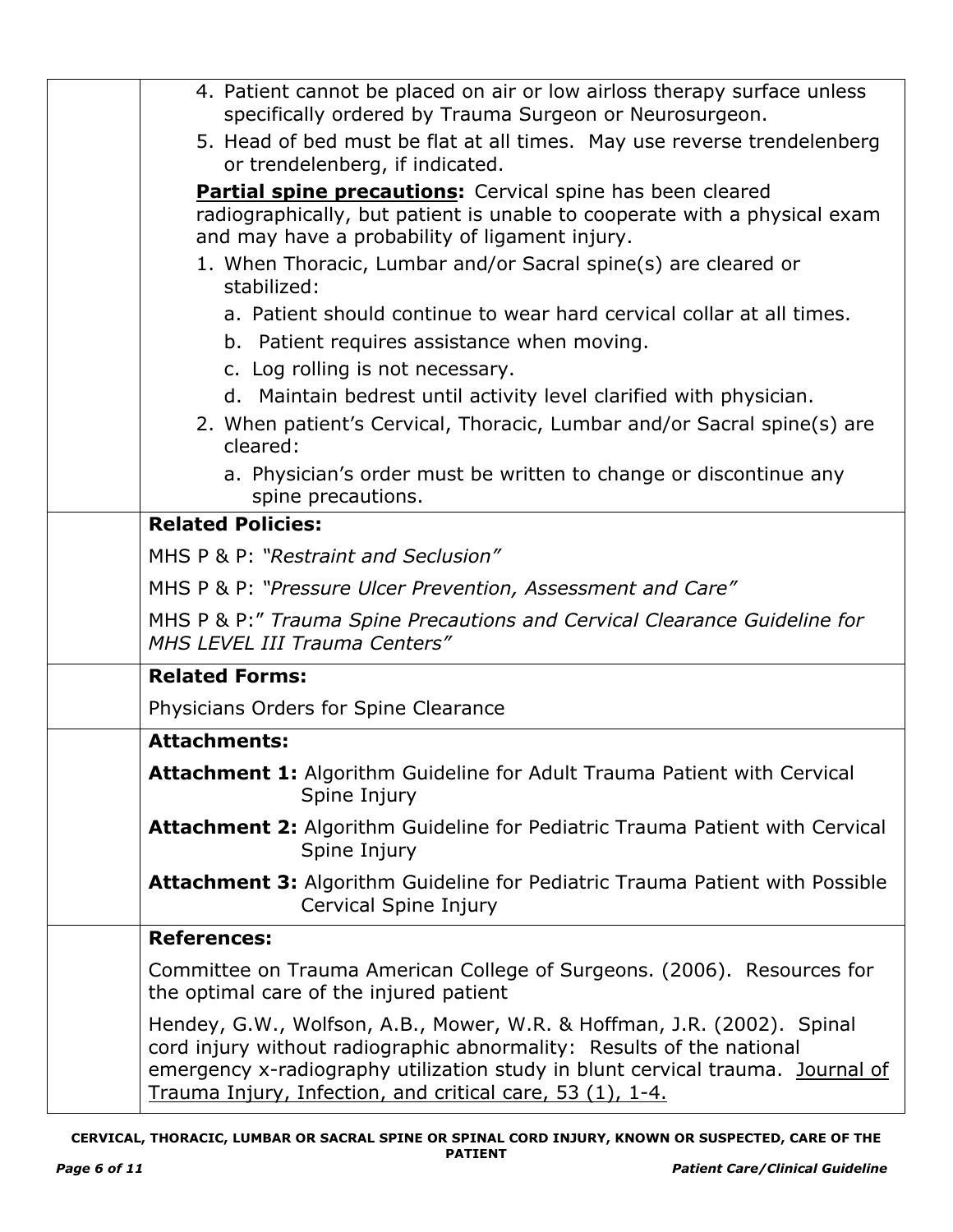4. Patient cannot be placed on air or low airloss therapy surface unless specifically ordered by Trauma Surgeon or Neurosurgeon.
5. Head of bed must be flat at all times. May use reverse trendelenberg or trendelenberg, if indicated.

**<u>Partial spine precautions</u>:** Cervical spine has been cleared radiographically, but patient is unable to cooperate with a physical exam and may have a probability of ligament injury.

1. When Thoracic, Lumbar and/or Sacral spine(s) are cleared or stabilized:
   a. Patient should continue to wear hard cervical collar at all times.
   b. Patient requires assistance when moving.
   c. Log rolling is not necessary.
   d. Maintain bedrest until activity level clarified with physician.
2. When patient's Cervical, Thoracic, Lumbar and/or Sacral spine(s) are cleared:
   a. Physician's order must be written to change or discontinue any spine precautions.

**Related Policies:**

MHS P & P: *"Restraint and Seclusion"*

MHS P & P: *"Pressure Ulcer Prevention, Assessment and Care"*

MHS P & P:*" Trauma Spine Precautions and Cervical Clearance Guideline for MHS LEVEL III Trauma Centers"*

**Related Forms:**

Physicians Orders for Spine Clearance

**Attachments:**

**Attachment 1:** Algorithm Guideline for Adult Trauma Patient with Cervical Spine Injury

**Attachment 2:** Algorithm Guideline for Pediatric Trauma Patient with Cervical Spine Injury

**Attachment 3:** Algorithm Guideline for Pediatric Trauma Patient with Possible Cervical Spine Injury

**References:**

Committee on Trauma American College of Surgeons. (2006). Resources for the optimal care of the injured patient

Hendey, G.W., Wolfson, A.B., Mower, W.R. & Hoffman, J.R. (2002). Spinal cord injury without radiographic abnormality: Results of the national emergency x-radiography utilization study in blunt cervical trauma. <u>Journal of Trauma Injury, Infection, and critical care, 53 (1), 1-4.</u>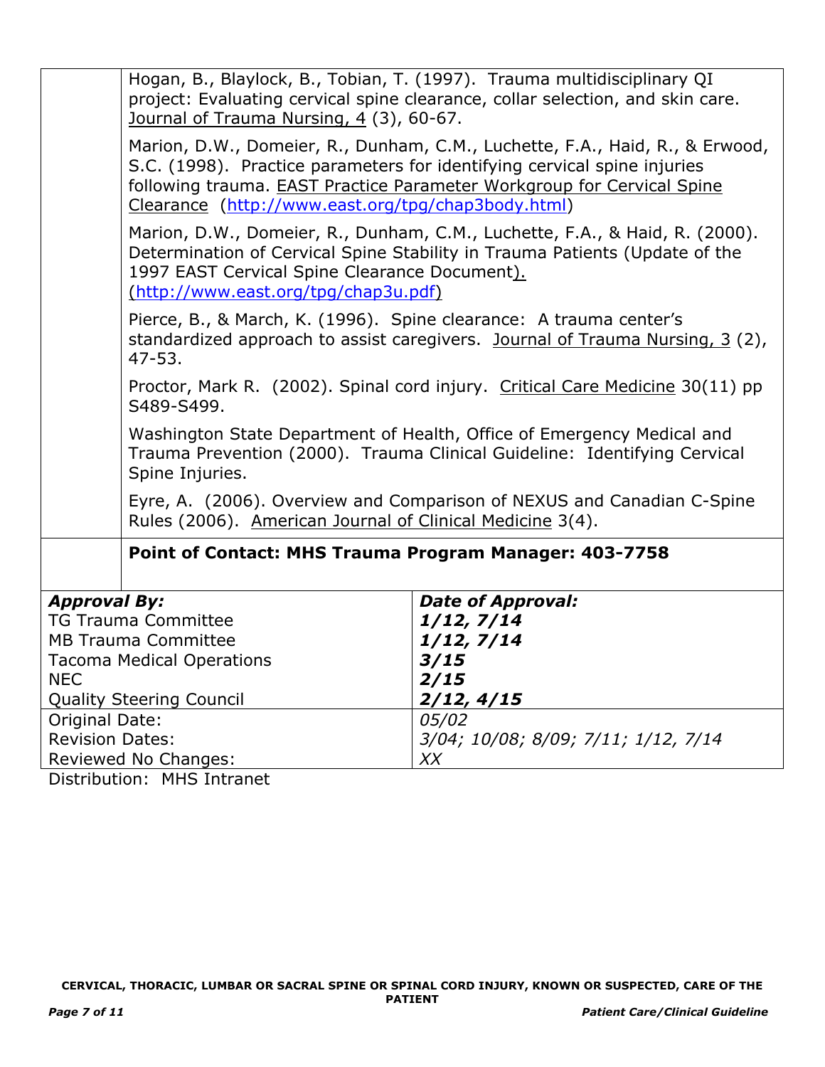Hogan, B., Blaylock, B., Tobian, T. (1997). Trauma multidisciplinary QI project: Evaluating cervical spine clearance, collar selection, and skin care. Journal of Trauma Nursing, 4 (3), 60-67.

Marion, D.W., Domeier, R., Dunham, C.M., Luchette, F.A., Haid, R., & Erwood, S.C. (1998). Practice parameters for identifying cervical spine injuries following trauma. EAST Practice Parameter Workgroup for Cervical Spine Clearance (http://www.east.org/tpg/chap3body.html)

Marion, D.W., Domeier, R., Dunham, C.M., Luchette, F.A., & Haid, R. (2000). Determination of Cervical Spine Stability in Trauma Patients (Update of the 1997 EAST Cervical Spine Clearance Document). (http://www.east.org/tpg/chap3u.pdf)

Pierce, B., & March, K. (1996). Spine clearance: A trauma center's standardized approach to assist caregivers. Journal of Trauma Nursing, 3 (2), 47-53.

Proctor, Mark R. (2002). Spinal cord injury. Critical Care Medicine 30(11) pp S489-S499.

Washington State Department of Health, Office of Emergency Medical and Trauma Prevention (2000). Trauma Clinical Guideline: Identifying Cervical Spine Injuries.

Eyre, A. (2006). Overview and Comparison of NEXUS and Canadian C-Spine Rules (2006). American Journal of Clinical Medicine 3(4).

**Point of Contact: MHS Trauma Program Manager: 403-7758**

| ***Approval By:*** | ***Date of Approval:*** |
|---|---|
| TG Trauma Committee | ***1/12, 7/14*** |
| MB Trauma Committee | ***1/12, 7/14*** |
| Tacoma Medical Operations | ***3/15*** |
| NEC | ***2/15*** |
| Quality Steering Council | ***2/12, 4/15*** |
| Original Date: | *05/02* |
| Revision Dates: | *3/04; 10/08; 8/09; 7/11; 1/12, 7/14* |
| Reviewed No Changes: | *XX* |

Distribution: MHS Intranet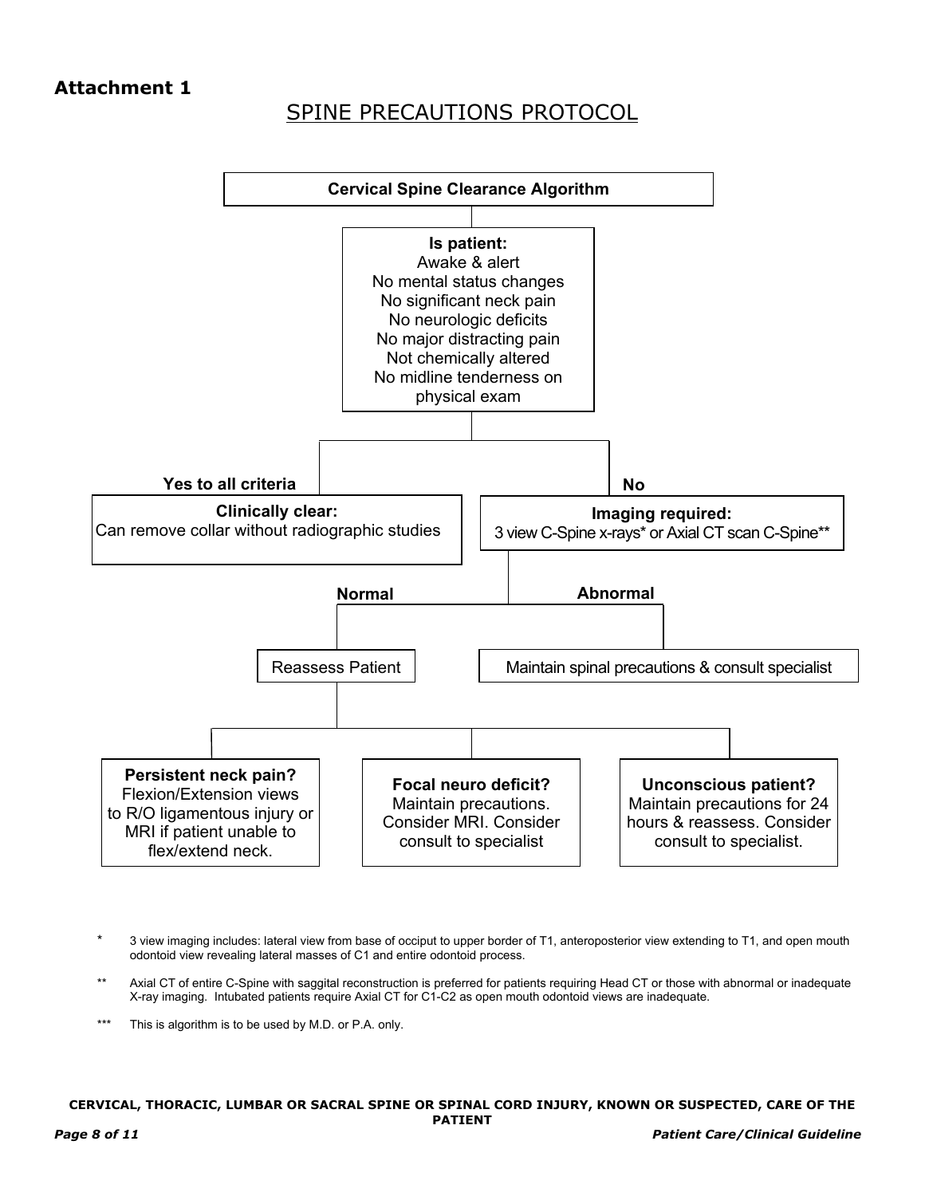**Attachment 1**

# SPINE PRECAUTIONS PROTOCOL

## Cervical Spine Clearance Algorithm

**Is patient:**
- Awake & alert
- No mental status changes
- No significant neck pain
- No neurologic deficits
- No major distracting pain
- Not chemically altered
- No midline tenderness on physical exam

**Yes to all criteria** → **Clinically clear:** Can remove collar without radiographic studies

**No** → **Imaging required:** 3 view C-Spine x-rays* or Axial CT scan C-Spine**

- **Normal** → Reassess Patient
  - **Persistent neck pain?** Flexion/Extension views to R/O ligamentous injury or MRI if patient unable to flex/extend neck.
  - **Focal neuro deficit?** Maintain precautions. Consider MRI. Consider consult to specialist
  - **Unconscious patient?** Maintain precautions for 24 hours & reassess. Consider consult to specialist.
- **Abnormal** → Maintain spinal precautions & consult specialist

\* 3 view imaging includes: lateral view from base of occiput to upper border of T1, anteroposterior view extending to T1, and open mouth odontoid view revealing lateral masses of C1 and entire odontoid process.

\** Axial CT of entire C-Spine with saggital reconstruction is preferred for patients requiring Head CT or those with abnormal or inadequate X-ray imaging. Intubated patients require Axial CT for C1-C2 as open mouth odontoid views are inadequate.

\*** This is algorithm is to be used by M.D. or P.A. only.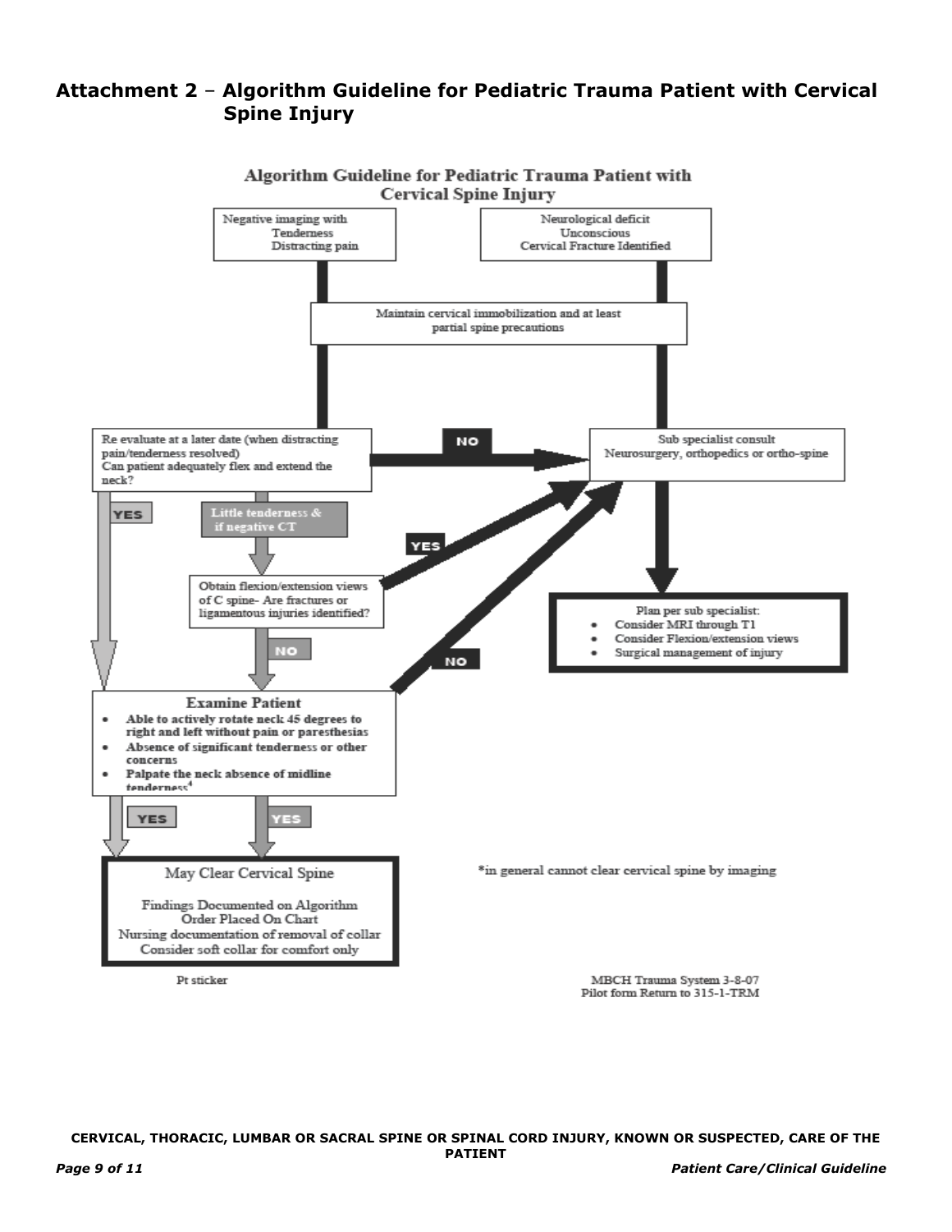## Attachment 2 – Algorithm Guideline for Pediatric Trauma Patient with Cervical Spine Injury

### Algorithm Guideline for Pediatric Trauma Patient with Cervical Spine Injury

Negative imaging with
Tenderness
Distracting pain

Neurological deficit
Unconscious
Cervical Fracture Identified

Maintain cervical immobilization and at least partial spine precautions

Re evaluate at a later date (when distracting pain/tenderness resolved)
Can patient adequately flex and extend the neck?

NO

Sub specialist consult
Neurosurgery, orthopedics or ortho-spine

YES

Little tenderness & if negative CT

Obtain flexion/extension views of C spine- Are fractures or ligamentous injuries identified?

YES

NO

NO

Plan per sub specialist:
- Consider MRI through T1
- Consider Flexion/extension views
- Surgical management of injury

**Examine Patient**
- **Able to actively rotate neck 45 degrees to right and left without pain or paresthesias**
- **Absence of significant tenderness or other concerns**
- **Palpate the neck absence of midline tenderness[4]**

YES

YES

May Clear Cervical Spine

Findings Documented on Algorithm
Order Placed On Chart
Nursing documentation of removal of collar
Consider soft collar for comfort only

*in general cannot clear cervical spine by imaging

Pt sticker

MBCH Trauma System 3-8-07
Pilot form Return to 315-1-TRM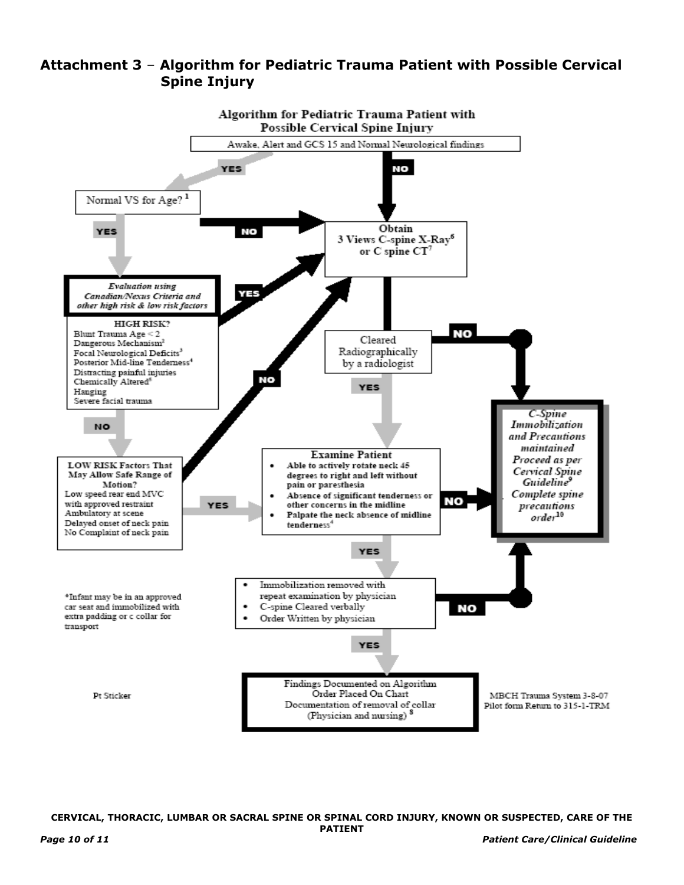# Attachment 3 – Algorithm for Pediatric Trauma Patient with Possible Cervical Spine Injury

## Algorithm for Pediatric Trauma Patient with Possible Cervical Spine Injury

**Awake, Alert and GCS 15 and Normal Neurological findings**

- **YES** → Normal VS for Age? [1]
- **NO** → Obtain 3 Views C-spine X-Ray[6] or C spine CT[7]

**Normal VS for Age?** [1]

- **NO** → Obtain 3 Views C-spine X-Ray[6] or C spine CT[7]
- **YES** → *Evaluation using Canadian/Nexus Criteria and other high risk & low risk factors*

***Evaluation using Canadian/Nexus Criteria and other high risk & low risk factors***

HIGH RISK?
- Blunt Trauma Age < 2
- Dangerous Mechanism[2]
- Focal Neurological Deficits[3]
- Posterior Mid-line Tenderness[4]
- Distracting painful injuries
- Chemically Altered[5]
- Hanging
- Severe facial trauma

- **YES** → Obtain 3 Views C-spine X-Ray[6] or C spine CT[7]
- **NO** → LOW RISK Factors That May Allow Safe Range of Motion?

**LOW RISK Factors That May Allow Safe Range of Motion?**
- Low speed rear end MVC with approved restraint
- Ambulatory at scene
- Delayed onset of neck pain
- No Complaint of neck pain

- **NO** → Obtain 3 Views C-spine X-Ray[6] or C spine CT[7]
- **YES** → Examine Patient

**Obtain 3 Views C-spine X-Ray[6] or C spine CT[7]** → Cleared Radiographically by a radiologist

**Cleared Radiographically by a radiologist**

- **NO** → C-Spine Immobilization and Precautions maintained
- **YES** → Examine Patient

**Examine Patient**
- Able to actively rotate neck 45 degrees to right and left without pain or paresthesia
- Absence of significant tenderness or other concerns in the midline
- Palpate the neck absence of midline tenderness[4]

- **NO** → C-Spine Immobilization and Precautions maintained
- **YES** → Immobilization removed

**Immobilization removed**
- Immobilization removed with repeat examination by physician
- C-spine Cleared verbally
- Order Written by physician

- **NO** → C-Spine Immobilization and Precautions maintained
- **YES** → Findings Documented on Algorithm

***C-Spine Immobilization and Precautions maintained Proceed as per Cervical Spine Guideline[9] Complete spine precautions order[10]***

**Findings Documented on Algorithm
Order Placed On Chart
Documentation of removal of collar
(Physician and nursing) [8]**

*Infant may be in an approved car seat and immobilized with extra padding or c collar for transport

Pt Sticker

MBCH Trauma System 3-8-07
Pilot form Return to 315-1-TRM

CERVICAL, THORACIC, LUMBAR OR SACRAL SPINE OR SPINAL CORD INJURY, KNOWN OR SUSPECTED, CARE OF THE PATIENT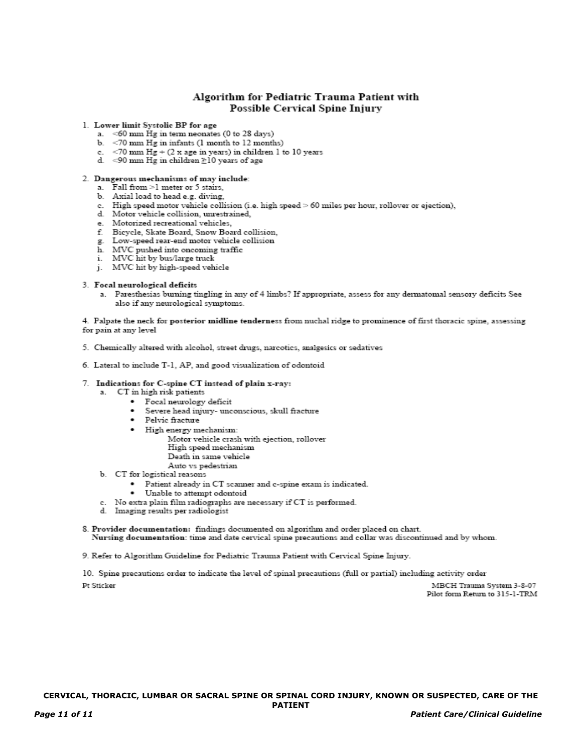## Algorithm for Pediatric Trauma Patient with Possible Cervical Spine Injury

1. **Lower limit Systolic BP for age**
   a. <60 mm Hg in term neonates (0 to 28 days)
   b. <70 mm Hg in infants (1 month to 12 months)
   c. <70 mm Hg + (2 x age in years) in children 1 to 10 years
   d. <90 mm Hg in children ≥10 years of age

2. **Dangerous mechanisms of may include:**
   a. Fall from >1 meter or 5 stairs,
   b. Axial load to head e.g. diving,
   c. High speed motor vehicle collision (i.e. high speed > 60 miles per hour, rollover or ejection),
   d. Motor vehicle collision, unrestrained,
   e. Motorized recreational vehicles,
   f. Bicycle, Skate Board, Snow Board collision,
   g. Low-speed rear-end motor vehicle collision
   h. MVC pushed into oncoming traffic
   i. MVC hit by bus/large truck
   j. MVC hit by high-speed vehicle

3. **Focal neurological deficits**
   a. Paresthesias burning tingling in any of 4 limbs? If appropriate, assess for any dermatomal sensory deficits See also if any neurological symptoms.

4. Palpate the neck for **posterior midline tenderness** from nuchal ridge to prominence of first thoracic spine, assessing for pain at any level

5. Chemically altered with alcohol, street drugs, narcotics, analgesics or sedatives

6. Lateral to include T-1, AP, and good visualization of odontoid

7. **Indications for C-spine CT instead of plain x-ray:**
   a. CT in high risk patients
      - Focal neurology deficit
      - Severe head injury- unconscious, skull fracture
      - Pelvic fracture
      - High energy mechanism:
        Motor vehicle crash with ejection, rollover
        High speed mechanism
        Death in same vehicle
        Auto vs pedestrian
   b. CT for logistical reasons
      - Patient already in CT scanner and c-spine exam is indicated.
      - Unable to attempt odontoid
   c. No extra plain film radiographs are necessary if CT is performed.
   d. Imaging results per radiologist

8. **Provider documentation:** findings documented on algorithm and order placed on chart.
   **Nursing documentation**: time and date cervical spine precautions and collar was discontinued and by whom.

9. Refer to Algorithm Guideline for Pediatric Trauma Patient with Cervical Spine Injury.

10. Spine precautions order to indicate the level of spinal precautions (full or partial) including activity order

Pt Sticker

MBCH Trauma System 3-8-07
Pilot form Return to 315-1-TRM